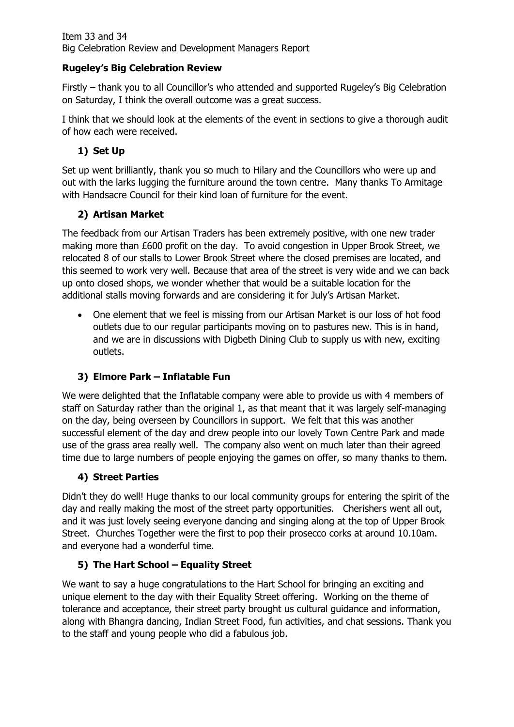Item 33 and 34
Big Celebration Review and Development Managers Report

**Rugeley's Big Celebration Review**

Firstly – thank you to all Councillor's who attended and supported Rugeley's Big Celebration on Saturday, I think the overall outcome was a great success.

I think that we should look at the elements of the event in sections to give a thorough audit of how each were received.

**1) Set Up**

Set up went brilliantly, thank you so much to Hilary and the Councillors who were up and out with the larks lugging the furniture around the town centre. Many thanks To Armitage with Handsacre Council for their kind loan of furniture for the event.

**2) Artisan Market**

The feedback from our Artisan Traders has been extremely positive, with one new trader making more than £600 profit on the day. To avoid congestion in Upper Brook Street, we relocated 8 of our stalls to Lower Brook Street where the closed premises are located, and this seemed to work very well. Because that area of the street is very wide and we can back up onto closed shops, we wonder whether that would be a suitable location for the additional stalls moving forwards and are considering it for July's Artisan Market.

- One element that we feel is missing from our Artisan Market is our loss of hot food outlets due to our regular participants moving on to pastures new. This is in hand, and we are in discussions with Digbeth Dining Club to supply us with new, exciting outlets.

**3) Elmore Park – Inflatable Fun**

We were delighted that the Inflatable company were able to provide us with 4 members of staff on Saturday rather than the original 1, as that meant that it was largely self-managing on the day, being overseen by Councillors in support. We felt that this was another successful element of the day and drew people into our lovely Town Centre Park and made use of the grass area really well. The company also went on much later than their agreed time due to large numbers of people enjoying the games on offer, so many thanks to them.

**4) Street Parties**

Didn't they do well! Huge thanks to our local community groups for entering the spirit of the day and really making the most of the street party opportunities. Cherishers went all out, and it was just lovely seeing everyone dancing and singing along at the top of Upper Brook Street. Churches Together were the first to pop their prosecco corks at around 10.10am. and everyone had a wonderful time.

**5) The Hart School – Equality Street**

We want to say a huge congratulations to the Hart School for bringing an exciting and unique element to the day with their Equality Street offering. Working on the theme of tolerance and acceptance, their street party brought us cultural guidance and information, along with Bhangra dancing, Indian Street Food, fun activities, and chat sessions. Thank you to the staff and young people who did a fabulous job.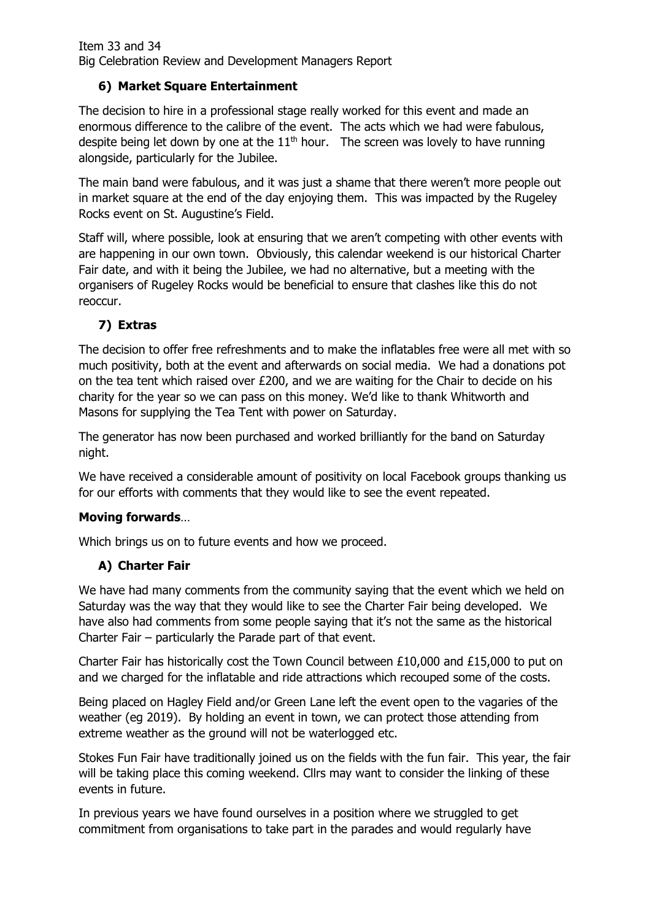### 6) Market Square Entertainment

The decision to hire in a professional stage really worked for this event and made an enormous difference to the calibre of the event. The acts which we had were fabulous, despite being let down by one at the 11th hour. The screen was lovely to have running alongside, particularly for the Jubilee.

The main band were fabulous, and it was just a shame that there weren't more people out in market square at the end of the day enjoying them. This was impacted by the Rugeley Rocks event on St. Augustine's Field.

Staff will, where possible, look at ensuring that we aren't competing with other events with are happening in our own town. Obviously, this calendar weekend is our historical Charter Fair date, and with it being the Jubilee, we had no alternative, but a meeting with the organisers of Rugeley Rocks would be beneficial to ensure that clashes like this do not reoccur.

### 7) Extras

The decision to offer free refreshments and to make the inflatables free were all met with so much positivity, both at the event and afterwards on social media. We had a donations pot on the tea tent which raised over £200, and we are waiting for the Chair to decide on his charity for the year so we can pass on this money. We'd like to thank Whitworth and Masons for supplying the Tea Tent with power on Saturday.

The generator has now been purchased and worked brilliantly for the band on Saturday night.

We have received a considerable amount of positivity on local Facebook groups thanking us for our efforts with comments that they would like to see the event repeated.

**Moving forwards**…

Which brings us on to future events and how we proceed.

### A) Charter Fair

We have had many comments from the community saying that the event which we held on Saturday was the way that they would like to see the Charter Fair being developed. We have also had comments from some people saying that it's not the same as the historical Charter Fair – particularly the Parade part of that event.

Charter Fair has historically cost the Town Council between £10,000 and £15,000 to put on and we charged for the inflatable and ride attractions which recouped some of the costs.

Being placed on Hagley Field and/or Green Lane left the event open to the vagaries of the weather (eg 2019). By holding an event in town, we can protect those attending from extreme weather as the ground will not be waterlogged etc.

Stokes Fun Fair have traditionally joined us on the fields with the fun fair. This year, the fair will be taking place this coming weekend. Cllrs may want to consider the linking of these events in future.

In previous years we have found ourselves in a position where we struggled to get commitment from organisations to take part in the parades and would regularly have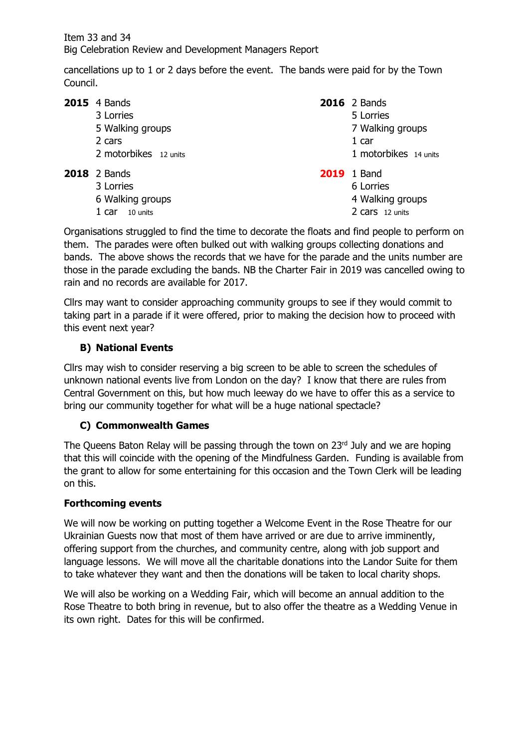cancellations up to 1 or 2 days before the event. The bands were paid for by the Town Council.

**2015** 4 Bands
3 Lorries
5 Walking groups
2 cars
2 motorbikes 12 units

**2016** 2 Bands
5 Lorries
7 Walking groups
1 car
1 motorbikes 14 units

**2018** 2 Bands
3 Lorries
6 Walking groups
1 car 10 units

**2019** 1 Band
6 Lorries
4 Walking groups
2 cars 12 units

Organisations struggled to find the time to decorate the floats and find people to perform on them. The parades were often bulked out with walking groups collecting donations and bands. The above shows the records that we have for the parade and the units number are those in the parade excluding the bands. NB the Charter Fair in 2019 was cancelled owing to rain and no records are available for 2017.

Cllrs may want to consider approaching community groups to see if they would commit to taking part in a parade if it were offered, prior to making the decision how to proceed with this event next year?

### B) National Events

Cllrs may wish to consider reserving a big screen to be able to screen the schedules of unknown national events live from London on the day? I know that there are rules from Central Government on this, but how much leeway do we have to offer this as a service to bring our community together for what will be a huge national spectacle?

### C) Commonwealth Games

The Queens Baton Relay will be passing through the town on 23rd July and we are hoping that this will coincide with the opening of the Mindfulness Garden. Funding is available from the grant to allow for some entertaining for this occasion and the Town Clerk will be leading on this.

### Forthcoming events

We will now be working on putting together a Welcome Event in the Rose Theatre for our Ukrainian Guests now that most of them have arrived or are due to arrive imminently, offering support from the churches, and community centre, along with job support and language lessons. We will move all the charitable donations into the Landor Suite for them to take whatever they want and then the donations will be taken to local charity shops.

We will also be working on a Wedding Fair, which will become an annual addition to the Rose Theatre to both bring in revenue, but to also offer the theatre as a Wedding Venue in its own right. Dates for this will be confirmed.